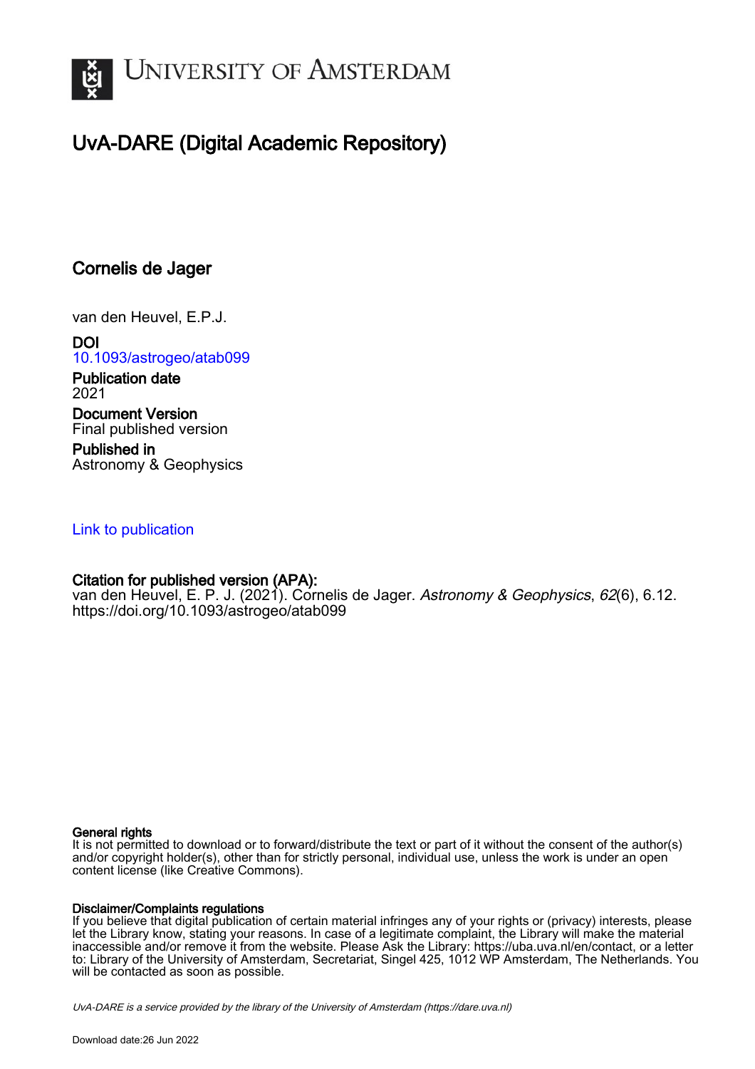# UvA-DARE (Digital Academic Repository)

## Cornelis de Jager

van den Heuvel, E.P.J.

**DOI**
10.1093/astrogeo/atab099

**Publication date**
2021

**Document Version**
Final published version

**Published in**
Astronomy & Geophysics

Link to publication

**Citation for published version (APA):**
van den Heuvel, E. P. J. (2021). Cornelis de Jager. *Astronomy & Geophysics*, *62*(6), 6.12. https://doi.org/10.1093/astrogeo/atab099

**General rights**
It is not permitted to download or to forward/distribute the text or part of it without the consent of the author(s) and/or copyright holder(s), other than for strictly personal, individual use, unless the work is under an open content license (like Creative Commons).

**Disclaimer/Complaints regulations**
If you believe that digital publication of certain material infringes any of your rights or (privacy) interests, please let the Library know, stating your reasons. In case of a legitimate complaint, the Library will make the material inaccessible and/or remove it from the website. Please Ask the Library: https://uba.uva.nl/en/contact, or a letter to: Library of the University of Amsterdam, Secretariat, Singel 425, 1012 WP Amsterdam, The Netherlands. You will be contacted as soon as possible.

*UvA-DARE is a service provided by the library of the University of Amsterdam (https://dare.uva.nl)*

Download date:26 Jun 2022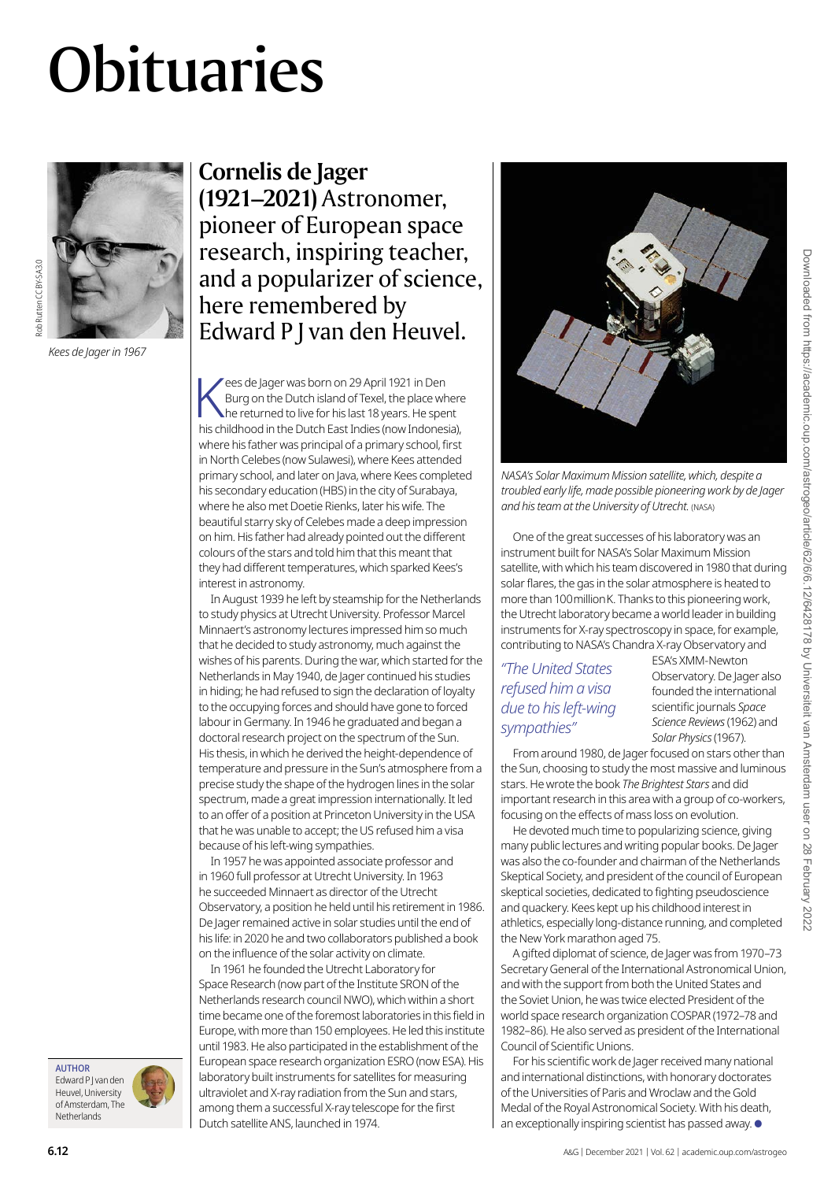# Obituaries

Rob Rutten CC BY-SA 3.0

*Kees de Jager in 1967*

## Cornelis de Jager (1921–2021) Astronomer, pioneer of European space research, inspiring teacher, and a popularizer of science, here remembered by Edward P J van den Heuvel.

Kees de Jager was born on 29 April 1921 in Den Burg on the Dutch island of Texel, the place where he returned to live for his last 18 years. He spent his childhood in the Dutch East Indies (now Indonesia), where his father was principal of a primary school, first in North Celebes (now Sulawesi), where Kees attended primary school, and later on Java, where Kees completed his secondary education (HBS) in the city of Surabaya, where he also met Doetie Rienks, later his wife. The beautiful starry sky of Celebes made a deep impression on him. His father had already pointed out the different colours of the stars and told him that this meant that they had different temperatures, which sparked Kees's interest in astronomy.

In August 1939 he left by steamship for the Netherlands to study physics at Utrecht University. Professor Marcel Minnaert's astronomy lectures impressed him so much that he decided to study astronomy, much against the wishes of his parents. During the war, which started for the Netherlands in May 1940, de Jager continued his studies in hiding; he had refused to sign the declaration of loyalty to the occupying forces and should have gone to forced labour in Germany. In 1946 he graduated and began a doctoral research project on the spectrum of the Sun. His thesis, in which he derived the height-dependence of temperature and pressure in the Sun's atmosphere from a precise study the shape of the hydrogen lines in the solar spectrum, made a great impression internationally. It led to an offer of a position at Princeton University in the USA that he was unable to accept; the US refused him a visa because of his left-wing sympathies.

In 1957 he was appointed associate professor and in 1960 full professor at Utrecht University. In 1963 he succeeded Minnaert as director of the Utrecht Observatory, a position he held until his retirement in 1986. De Jager remained active in solar studies until the end of his life: in 2020 he and two collaborators published a book on the influence of the solar activity on climate.

In 1961 he founded the Utrecht Laboratory for Space Research (now part of the Institute SRON of the Netherlands research council NWO), which within a short time became one of the foremost laboratories in this field in Europe, with more than 150 employees. He led this institute until 1983. He also participated in the establishment of the European space research organization ESRO (now ESA). His laboratory built instruments for satellites for measuring ultraviolet and X-ray radiation from the Sun and stars, among them a successful X-ray telescope for the first Dutch satellite ANS, launched in 1974.

*NASA's Solar Maximum Mission satellite, which, despite a troubled early life, made possible pioneering work by de Jager and his team at the University of Utrecht.* (NASA)

One of the great successes of his laboratory was an instrument built for NASA's Solar Maximum Mission satellite, with which his team discovered in 1980 that during solar flares, the gas in the solar atmosphere is heated to more than 100 million K. Thanks to this pioneering work, the Utrecht laboratory became a world leader in building instruments for X-ray spectroscopy in space, for example, contributing to NASA's Chandra X-ray Observatory and ESA's XMM-Newton Observatory. De Jager also founded the international scientific journals *Space Science Reviews* (1962) and *Solar Physics* (1967).

*"The United States refused him a visa due to his left-wing sympathies"*

From around 1980, de Jager focused on stars other than the Sun, choosing to study the most massive and luminous stars. He wrote the book *The Brightest Stars* and did important research in this area with a group of co-workers, focusing on the effects of mass loss on evolution.

He devoted much time to popularizing science, giving many public lectures and writing popular books. De Jager was also the co-founder and chairman of the Netherlands Skeptical Society, and president of the council of European skeptical societies, dedicated to fighting pseudoscience and quackery. Kees kept up his childhood interest in athletics, especially long-distance running, and completed the New York marathon aged 75.

A gifted diplomat of science, de Jager was from 1970–73 Secretary General of the International Astronomical Union, and with the support from both the United States and the Soviet Union, he was twice elected President of the world space research organization COSPAR (1972–78 and 1982–86). He also served as president of the International Council of Scientific Unions.

For his scientific work de Jager received many national and international distinctions, with honorary doctorates of the Universities of Paris and Wroclaw and the Gold Medal of the Royal Astronomical Society. With his death, an exceptionally inspiring scientist has passed away. ●

**AUTHOR**
Edward P J van den Heuvel, University of Amsterdam, The Netherlands